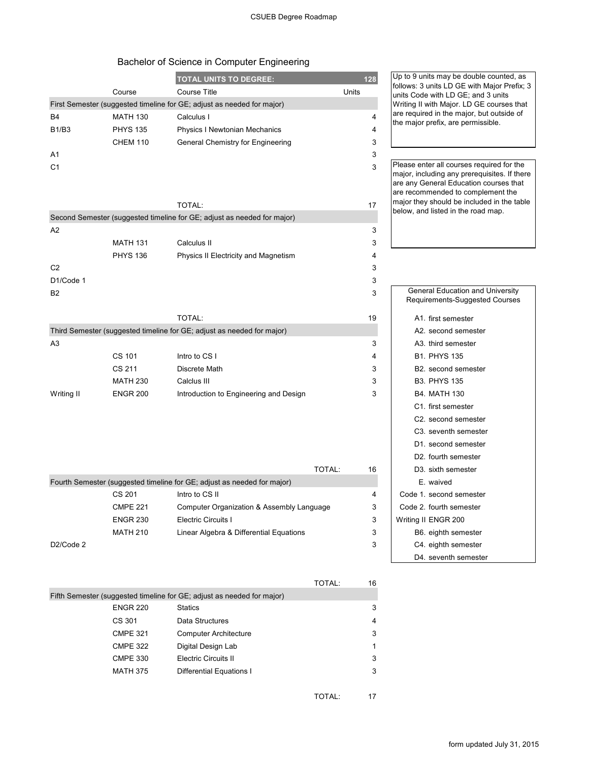# Bachelor of Science in Computer Engineering

| | Course | Course Title | Units |
|---|---|---|---|
| | | **TOTAL UNITS TO DEGREE:** | **128** |
| **First Semester (suggested timeline for GE; adjust as needed for major)** | | | |
| B4 | MATH 130 | Calculus I | 4 |
| B1/B3 | PHYS 135 | Physics I Newtonian Mechanics | 4 |
| | CHEM 110 | General Chemistry for Engineering | 3 |
| A1 | | | 3 |
| C1 | | | 3 |
| | | TOTAL: | 17 |
| **Second Semester (suggested timeline for GE; adjust as needed for major)** | | | |
| A2 | | | 3 |
| | MATH 131 | Calculus II | 3 |
| | PHYS 136 | Physics II Electricity and Magnetism | 4 |
| C2 | | | 3 |
| D1/Code 1 | | | 3 |
| B2 | | | 3 |
| | | TOTAL: | 19 |
| **Third Semester (suggested timeline for GE; adjust as needed for major)** | | | |
| A3 | | | 3 |
| | CS 101 | Intro to CS I | 4 |
| | CS 211 | Discrete Math | 3 |
| | MATH 230 | Calclus III | 3 |
| Writing II | ENGR 200 | Introduction to Engineering and Design | 3 |
| | | TOTAL: | 16 |
| **Fourth Semester (suggested timeline for GE; adjust as needed for major)** | | | |
| | CS 201 | Intro to CS II | 4 |
| | CMPE 221 | Computer Organization & Assembly Language | 3 |
| | ENGR 230 | Electric Circuits I | 3 |
| | MATH 210 | Linear Algebra & Differential Equations | 3 |
| D2/Code 2 | | | 3 |
| | | TOTAL: | 16 |
| **Fifth Semester (suggested timeline for GE; adjust as needed for major)** | | | |
| | ENGR 220 | Statics | 3 |
| | CS 301 | Data Structures | 4 |
| | CMPE 321 | Computer Architecture | 3 |
| | CMPE 322 | Digital Design Lab | 1 |
| | CMPE 330 | Electric Circuits II | 3 |
| | MATH 375 | Differential Equations I | 3 |
| | | TOTAL: | 17 |

Up to 9 units may be double counted, as follows: 3 units LD GE with Major Prefix; 3 units Code with LD GE; and 3 units Writing II with Major. LD GE courses that are required in the major, but outside of the major prefix, are permissible.

Please enter all courses required for the major, including any prerequisites. If there are any General Education courses that are recommended to complement the major they should be included in the table below, and listed in the road map.

| General Education and University Requirements-Suggested Courses |
|---|
| A1. first semester |
| A2. second semester |
| A3. third semester |
| B1. PHYS 135 |
| B2. second semester |
| B3. PHYS 135 |
| B4. MATH 130 |
| C1. first semester |
| C2. second semester |
| C3. seventh semester |
| D1. second semester |
| D2. fourth semester |
| D3. sixth semester |
| E. waived |
| Code 1. second semester |
| Code 2. fourth semester |
| Writing II ENGR 200 |
| B6. eighth semester |
| C4. eighth semester |
| D4. seventh semester |

form updated July 31, 2015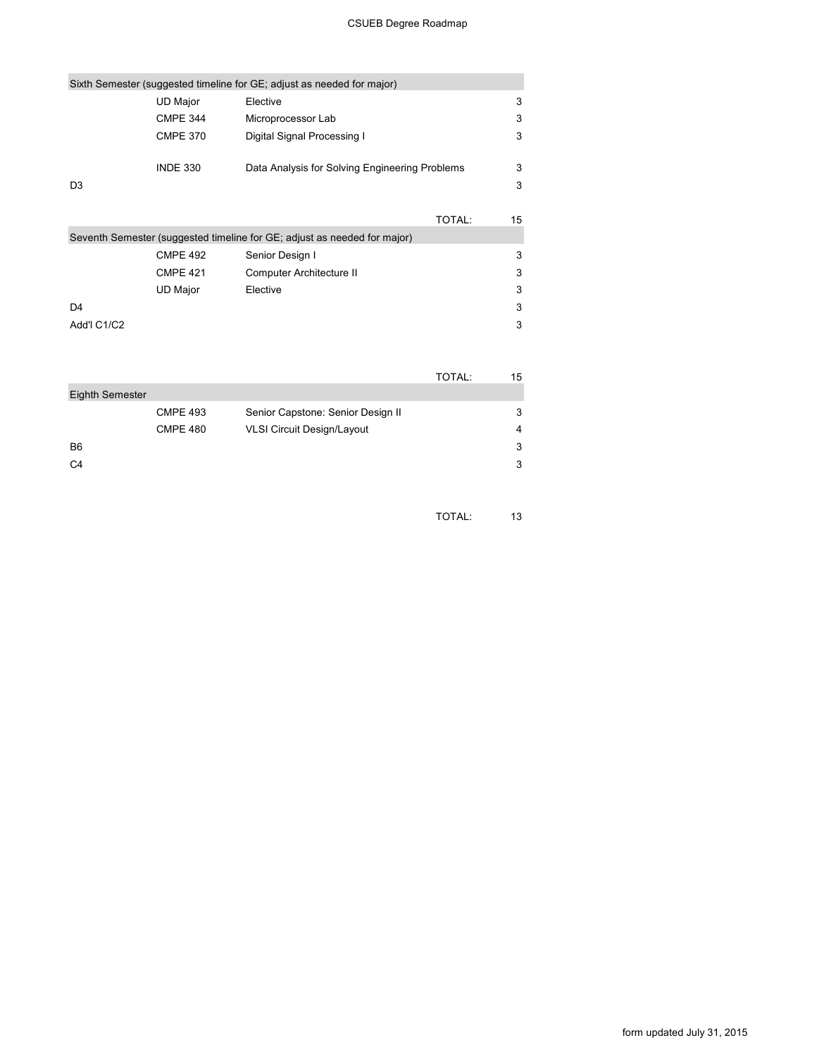| | | | |
|---|---|---|---|
| **Sixth Semester (suggested timeline for GE; adjust as needed for major)** | | | |
| | UD Major | Elective | 3 |
| | CMPE 344 | Microprocessor Lab | 3 |
| | CMPE 370 | Digital Signal Processing I | 3 |
| | INDE 330 | Data Analysis for Solving Engineering Problems | 3 |
| D3 | | | 3 |
| | | TOTAL: | 15 |
| **Seventh Semester (suggested timeline for GE; adjust as needed for major)** | | | |
| | CMPE 492 | Senior Design I | 3 |
| | CMPE 421 | Computer Architecture II | 3 |
| | UD Major | Elective | 3 |
| D4 | | | 3 |
| Add'l C1/C2 | | | 3 |
| | | TOTAL: | 15 |
| **Eighth Semester** | | | |
| | CMPE 493 | Senior Capstone: Senior Design II | 3 |
| | CMPE 480 | VLSI Circuit Design/Layout | 4 |
| B6 | | | 3 |
| C4 | | | 3 |
| | | TOTAL: | 13 |

form updated July 31, 2015